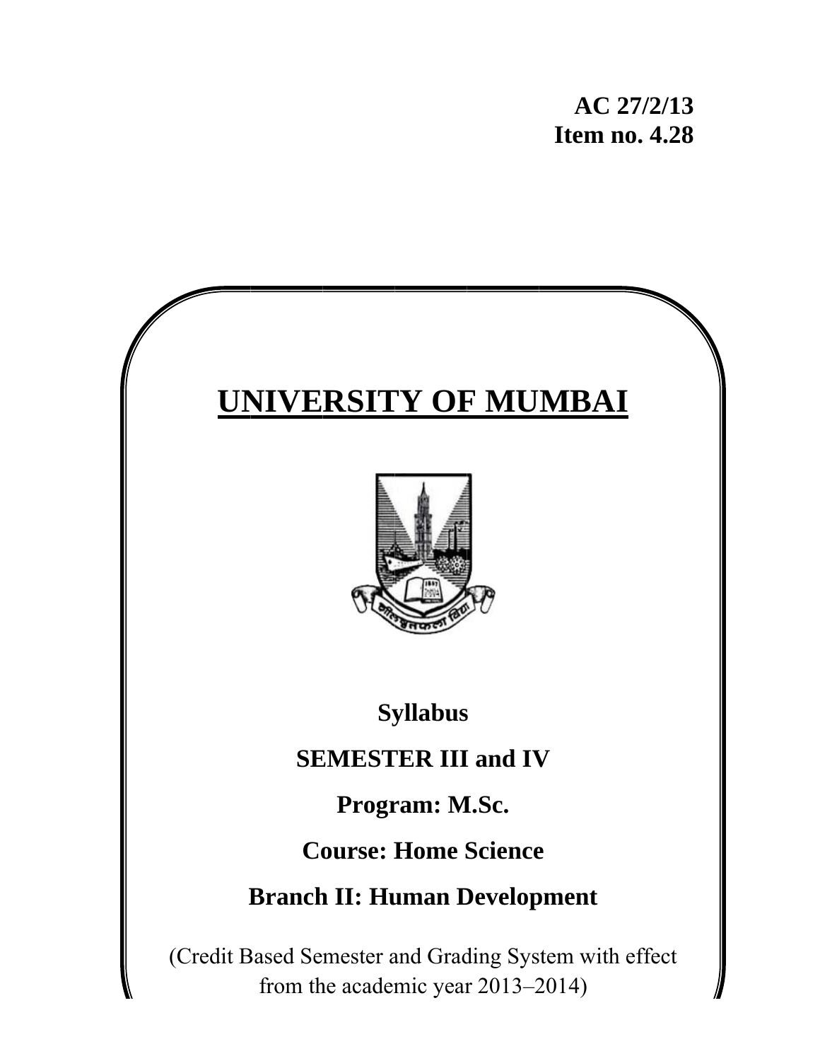**AC 27/2/13**
**Item no. 4.28**

# UNIVERSITY OF MUMBAI

**Syllabus**

**SEMESTER III and IV**

**Program: M.Sc.**

**Course: Home Science**

**Branch II: Human Development**

(Credit Based Semester and Grading System with effect from the academic year 2013–2014)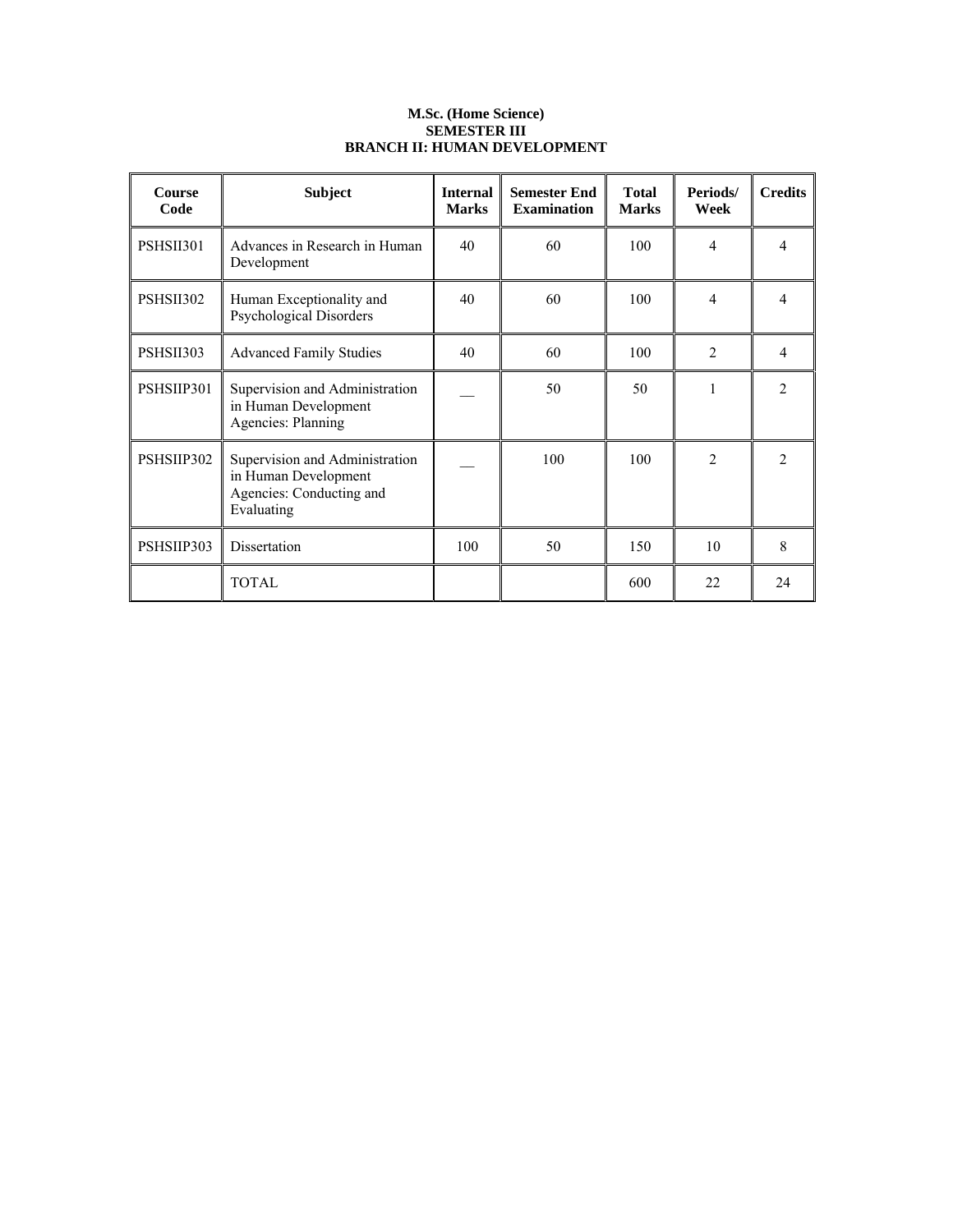**M.Sc. (Home Science)**
**SEMESTER III**
**BRANCH II: HUMAN DEVELOPMENT**

| Course Code | Subject | Internal Marks | Semester End Examination | Total Marks | Periods/ Week | Credits |
|---|---|---|---|---|---|---|
| PSHSII301 | Advances in Research in Human Development | 40 | 60 | 100 | 4 | 4 |
| PSHSII302 | Human Exceptionality and Psychological Disorders | 40 | 60 | 100 | 4 | 4 |
| PSHSII303 | Advanced Family Studies | 40 | 60 | 100 | 2 | 4 |
| PSHSIIP301 | Supervision and Administration in Human Development Agencies: Planning | __ | 50 | 50 | 1 | 2 |
| PSHSIIP302 | Supervision and Administration in Human Development Agencies: Conducting and Evaluating | __ | 100 | 100 | 2 | 2 |
| PSHSIIP303 | Dissertation | 100 | 50 | 150 | 10 | 8 |
| | TOTAL | | | 600 | 22 | 24 |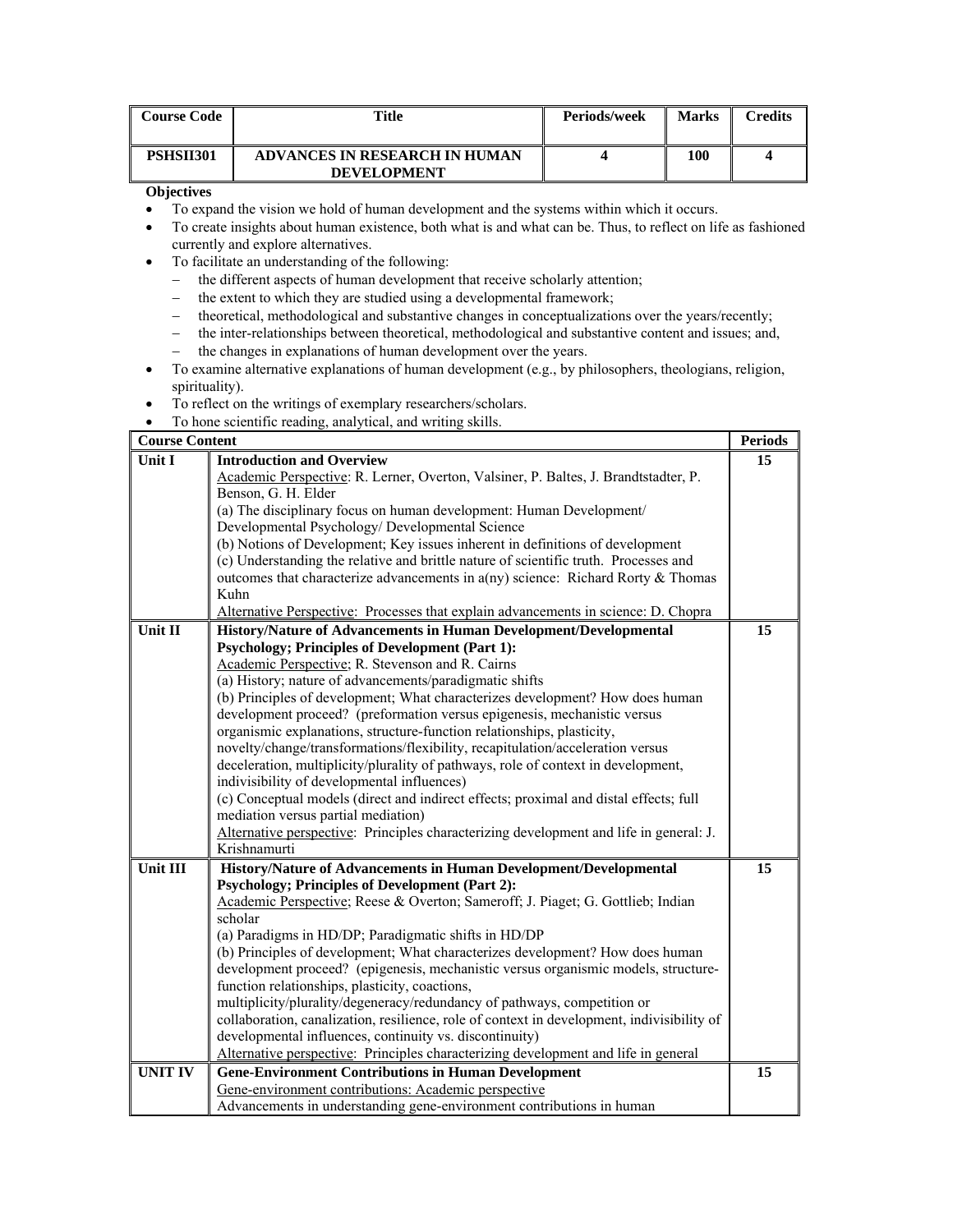| Course Code | Title | Periods/week | Marks | Credits |
|---|---|---|---|---|
| PSHSII301 | ADVANCES IN RESEARCH IN HUMAN DEVELOPMENT | 4 | 100 | 4 |

**Objectives**

- To expand the vision we hold of human development and the systems within which it occurs.
- To create insights about human existence, both what is and what can be. Thus, to reflect on life as fashioned currently and explore alternatives.
- To facilitate an understanding of the following:
  - the different aspects of human development that receive scholarly attention;
  - the extent to which they are studied using a developmental framework;
  - theoretical, methodological and substantive changes in conceptualizations over the years/recently;
  - the inter-relationships between theoretical, methodological and substantive content and issues; and,
  - the changes in explanations of human development over the years.
- To examine alternative explanations of human development (e.g., by philosophers, theologians, religion, spirituality).
- To reflect on the writings of exemplary researchers/scholars.
- To hone scientific reading, analytical, and writing skills.

| Course Content | | Periods |
|---|---|---|
| Unit I | **Introduction and Overview**<br>Academic Perspective: R. Lerner, Overton, Valsiner, P. Baltes, J. Brandtstadter, P. Benson, G. H. Elder<br>(a) The disciplinary focus on human development: Human Development/ Developmental Psychology/ Developmental Science<br>(b) Notions of Development; Key issues inherent in definitions of development<br>(c) Understanding the relative and brittle nature of scientific truth. Processes and outcomes that characterize advancements in a(ny) science: Richard Rorty & Thomas Kuhn<br>Alternative Perspective: Processes that explain advancements in science: D. Chopra | 15 |
| Unit II | **History/Nature of Advancements in Human Development/Developmental Psychology; Principles of Development (Part 1):**<br>Academic Perspective; R. Stevenson and R. Cairns<br>(a) History; nature of advancements/paradigmatic shifts<br>(b) Principles of development; What characterizes development? How does human development proceed? (preformation versus epigenesis, mechanistic versus organismic explanations, structure-function relationships, plasticity, novelty/change/transformations/flexibility, recapitulation/acceleration versus deceleration, multiplicity/plurality of pathways, role of context in development, indivisibility of developmental influences)<br>(c) Conceptual models (direct and indirect effects; proximal and distal effects; full mediation versus partial mediation)<br>Alternative perspective: Principles characterizing development and life in general: J. Krishnamurti | 15 |
| Unit III | **History/Nature of Advancements in Human Development/Developmental Psychology; Principles of Development (Part 2):**<br>Academic Perspective; Reese & Overton; Sameroff; J. Piaget; G. Gottlieb; Indian scholar<br>(a) Paradigms in HD/DP; Paradigmatic shifts in HD/DP<br>(b) Principles of development; What characterizes development? How does human development proceed? (epigenesis, mechanistic versus organismic models, structure-function relationships, plasticity, coactions, multiplicity/plurality/degeneracy/redundancy of pathways, competition or collaboration, canalization, resilience, role of context in development, indivisibility of developmental influences, continuity vs. discontinuity)<br>Alternative perspective: Principles characterizing development and life in general | 15 |
| UNIT IV | **Gene-Environment Contributions in Human Development**<br>Gene-environment contributions: Academic perspective<br>Advancements in understanding gene-environment contributions in human | 15 |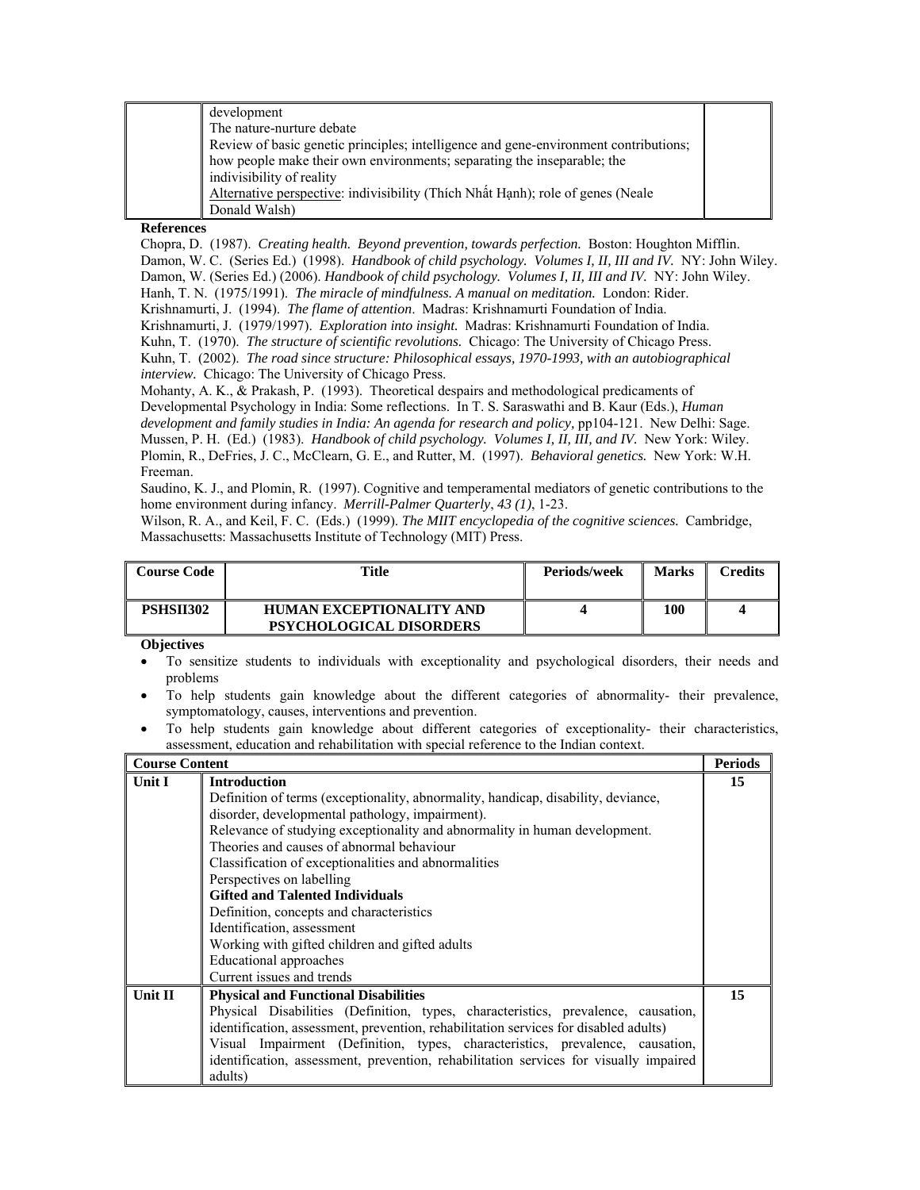| | development<br>The nature-nurture debate<br>Review of basic genetic principles; intelligence and gene-environment contributions; how people make their own environments; separating the inseparable; the indivisibility of reality<br>Alternative perspective: indivisibility (Thích Nhất Hạnh); role of genes (Neale Donald Walsh) | |
|---|---|---|

**References**

Chopra, D. (1987). *Creating health. Beyond prevention, towards perfection.* Boston: Houghton Mifflin.
Damon, W. C. (Series Ed.) (1998). *Handbook of child psychology. Volumes I, II, III and IV.* NY: John Wiley.
Damon, W. (Series Ed.) (2006). *Handbook of child psychology. Volumes I, II, III and IV.* NY: John Wiley.
Hanh, T. N. (1975/1991). *The miracle of mindfulness. A manual on meditation.* London: Rider.
Krishnamurti, J. (1994). *The flame of attention*. Madras: Krishnamurti Foundation of India.
Krishnamurti, J. (1979/1997). *Exploration into insight.* Madras: Krishnamurti Foundation of India.
Kuhn, T. (1970). *The structure of scientific revolutions.* Chicago: The University of Chicago Press.
Kuhn, T. (2002). *The road since structure: Philosophical essays, 1970-1993, with an autobiographical interview.* Chicago: The University of Chicago Press.
Mohanty, A. K., & Prakash, P. (1993). Theoretical despairs and methodological predicaments of Developmental Psychology in India: Some reflections. In T. S. Saraswathi and B. Kaur (Eds.), *Human development and family studies in India: An agenda for research and policy,* pp104-121. New Delhi: Sage.
Mussen, P. H. (Ed.) (1983). *Handbook of child psychology. Volumes I, II, III, and IV.* New York: Wiley.
Plomin, R., DeFries, J. C., McClearn, G. E., and Rutter, M. (1997). *Behavioral genetics.* New York: W.H. Freeman.
Saudino, K. J., and Plomin, R. (1997). Cognitive and temperamental mediators of genetic contributions to the home environment during infancy. *Merrill-Palmer Quarterly*, *43 (1)*, 1-23.
Wilson, R. A., and Keil, F. C. (Eds.) (1999). *The MIIT encyclopedia of the cognitive sciences.* Cambridge, Massachusetts: Massachusetts Institute of Technology (MIT) Press.

| Course Code | Title | Periods/week | Marks | Credits |
|---|---|---|---|---|
| **PSHSII302** | **HUMAN EXCEPTIONALITY AND PSYCHOLOGICAL DISORDERS** | **4** | **100** | **4** |

**Objectives**

- To sensitize students to individuals with exceptionality and psychological disorders, their needs and problems
- To help students gain knowledge about the different categories of abnormality- their prevalence, symptomatology, causes, interventions and prevention.
- To help students gain knowledge about different categories of exceptionality- their characteristics, assessment, education and rehabilitation with special reference to the Indian context.

| Course Content | | Periods |
|---|---|---|
| **Unit I** | **Introduction**<br>Definition of terms (exceptionality, abnormality, handicap, disability, deviance, disorder, developmental pathology, impairment).<br>Relevance of studying exceptionality and abnormality in human development.<br>Theories and causes of abnormal behaviour<br>Classification of exceptionalities and abnormalities<br>Perspectives on labelling<br>**Gifted and Talented Individuals**<br>Definition, concepts and characteristics<br>Identification, assessment<br>Working with gifted children and gifted adults<br>Educational approaches<br>Current issues and trends | **15** |
| **Unit II** | **Physical and Functional Disabilities**<br>Physical Disabilities (Definition, types, characteristics, prevalence, causation, identification, assessment, prevention, rehabilitation services for disabled adults)<br>Visual Impairment (Definition, types, characteristics, prevalence, causation, identification, assessment, prevention, rehabilitation services for visually impaired adults) | **15** |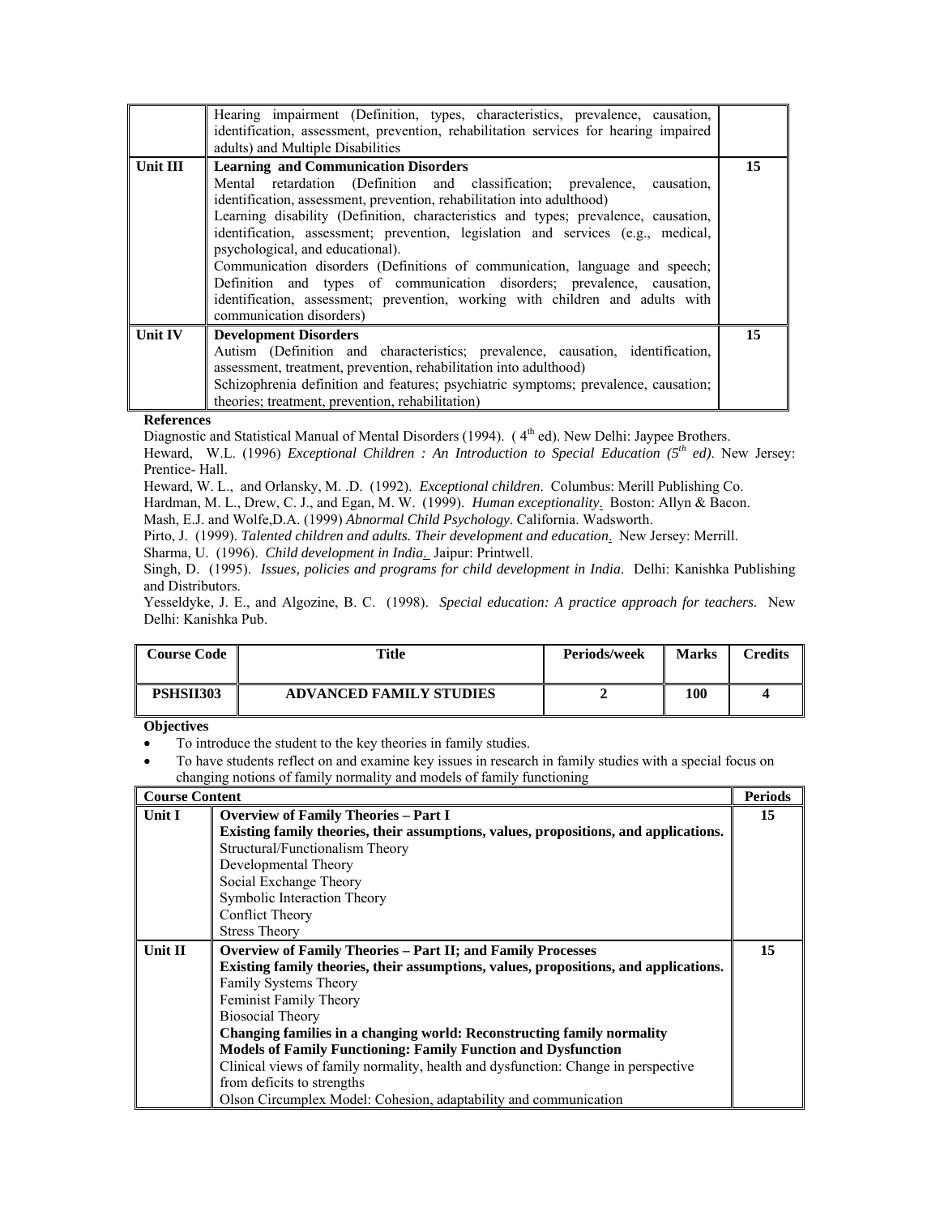| | | |
|---|---|---|
| | Hearing impairment (Definition, types, characteristics, prevalence, causation, identification, assessment, prevention, rehabilitation services for hearing impaired adults) and Multiple Disabilities | |
| **Unit III** | **Learning and Communication Disorders**<br>Mental retardation (Definition and classification; prevalence, causation, identification, assessment, prevention, rehabilitation into adulthood)<br>Learning disability (Definition, characteristics and types; prevalence, causation, identification, assessment; prevention, legislation and services (e.g., medical, psychological, and educational).<br>Communication disorders (Definitions of communication, language and speech; Definition and types of communication disorders; prevalence, causation, identification, assessment; prevention, working with children and adults with communication disorders) | **15** |
| **Unit IV** | **Development Disorders**<br>Autism (Definition and characteristics; prevalence, causation, identification, assessment, treatment, prevention, rehabilitation into adulthood)<br>Schizophrenia definition and features; psychiatric symptoms; prevalence, causation; theories; treatment, prevention, rehabilitation) | **15** |

**References**

Diagnostic and Statistical Manual of Mental Disorders (1994). ( 4th ed). New Delhi: Jaypee Brothers.

Heward, W.L. (1996) *Exceptional Children : An Introduction to Special Education (5th ed)*. New Jersey: Prentice- Hall.

Heward, W. L., and Orlansky, M. .D. (1992). *Exceptional children*. Columbus: Merill Publishing Co.

Hardman, M. L., Drew, C. J., and Egan, M. W. (1999). *Human exceptionality*. Boston: Allyn & Bacon.

Mash, E.J. and Wolfe,D.A. (1999) *Abnormal Child Psychology*. California. Wadsworth.

Pirto, J. (1999). *Talented children and adults. Their development and education*. New Jersey: Merrill.

Sharma, U. (1996). *Child development in India*. Jaipur: Printwell.

Singh, D. (1995). *Issues, policies and programs for child development in India*. Delhi: Kanishka Publishing and Distributors.

Yesseldyke, J. E., and Algozine, B. C. (1998). *Special education: A practice approach for teachers*. New Delhi: Kanishka Pub.

| Course Code | Title | Periods/week | Marks | Credits |
|---|---|---|---|---|
| **PSHSII303** | **ADVANCED FAMILY STUDIES** | **2** | **100** | **4** |

**Objectives**

- To introduce the student to the key theories in family studies.
- To have students reflect on and examine key issues in research in family studies with a special focus on changing notions of family normality and models of family functioning

| **Course Content** | | **Periods** |
|---|---|---|
| **Unit I** | **Overview of Family Theories – Part I**<br>**Existing family theories, their assumptions, values, propositions, and applications.**<br>Structural/Functionalism Theory<br>Developmental Theory<br>Social Exchange Theory<br>Symbolic Interaction Theory<br>Conflict Theory<br>Stress Theory | **15** |
| **Unit II** | **Overview of Family Theories – Part II; and Family Processes**<br>**Existing family theories, their assumptions, values, propositions, and applications.**<br>Family Systems Theory<br>Feminist Family Theory<br>Biosocial Theory<br>**Changing families in a changing world: Reconstructing family normality**<br>**Models of Family Functioning: Family Function and Dysfunction**<br>Clinical views of family normality, health and dysfunction: Change in perspective from deficits to strengths<br>Olson Circumplex Model: Cohesion, adaptability and communication | **15** |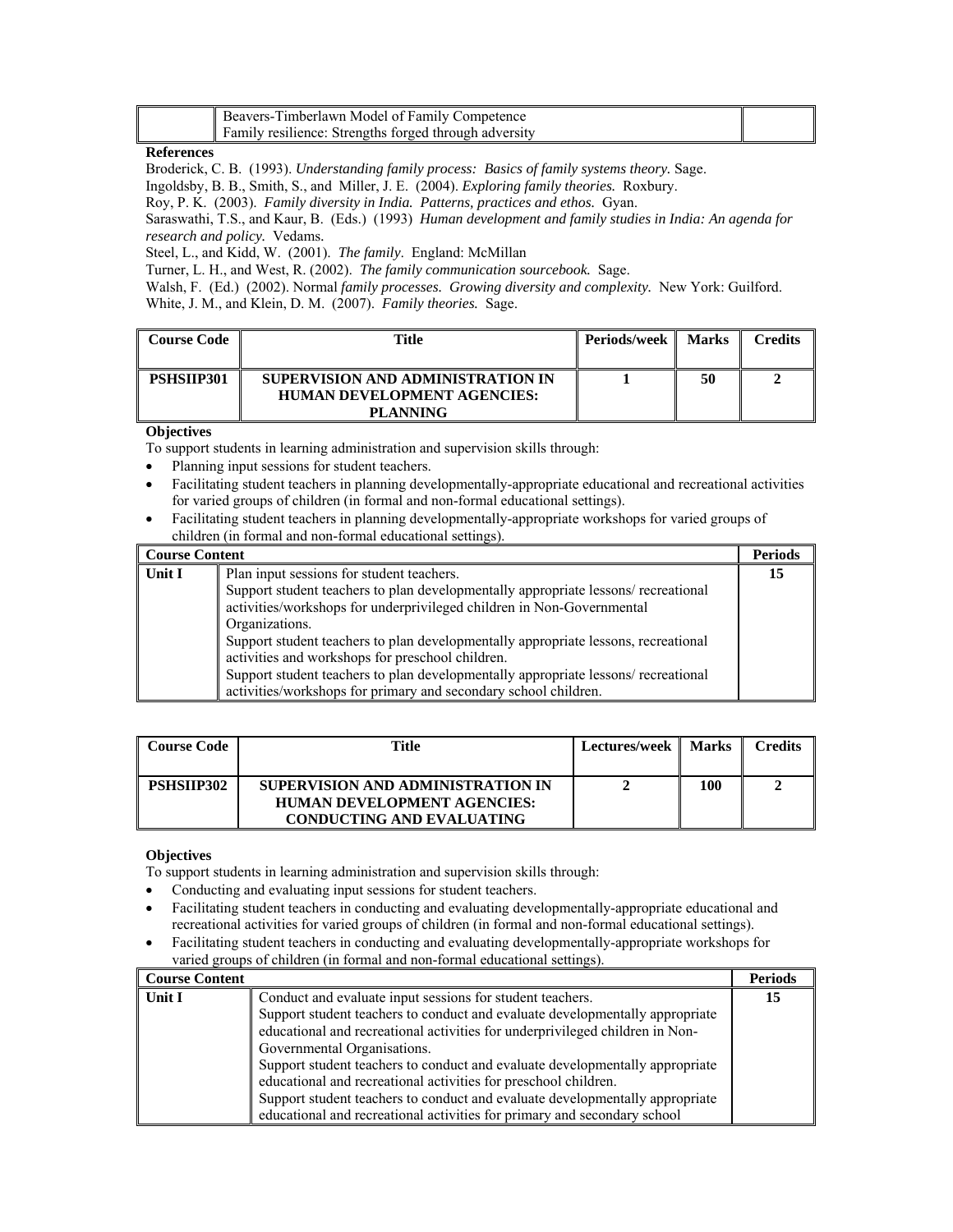| | Beavers-Timberlawn Model of Family Competence<br>Family resilience: Strengths forged through adversity | |
|---|---|---|

**References**

Broderick, C. B. (1993). *Understanding family process: Basics of family systems theory.* Sage.

Ingoldsby, B. B., Smith, S., and Miller, J. E. (2004). *Exploring family theories.* Roxbury.

Roy, P. K. (2003). *Family diversity in India. Patterns, practices and ethos.* Gyan.

Saraswathi, T.S., and Kaur, B. (Eds.) (1993) *Human development and family studies in India: An agenda for research and policy.* Vedams.

Steel, L., and Kidd, W. (2001). *The family.* England: McMillan

Turner, L. H., and West, R. (2002). *The family communication sourcebook.* Sage.

Walsh, F. (Ed.) (2002). Normal *family processes. Growing diversity and complexity.* New York: Guilford.

White, J. M., and Klein, D. M. (2007). *Family theories.* Sage.

| Course Code | Title | Periods/week | Marks | Credits |
|---|---|---|---|---|
| PSHSIIP301 | SUPERVISION AND ADMINISTRATION IN HUMAN DEVELOPMENT AGENCIES: PLANNING | 1 | 50 | 2 |

**Objectives**

To support students in learning administration and supervision skills through:

- Planning input sessions for student teachers.
- Facilitating student teachers in planning developmentally-appropriate educational and recreational activities for varied groups of children (in formal and non-formal educational settings).
- Facilitating student teachers in planning developmentally-appropriate workshops for varied groups of children (in formal and non-formal educational settings).

| Course Content | | Periods |
|---|---|---|
| Unit I | Plan input sessions for student teachers.<br>Support student teachers to plan developmentally appropriate lessons/ recreational activities/workshops for underprivileged children in Non-Governmental Organizations.<br>Support student teachers to plan developmentally appropriate lessons, recreational activities and workshops for preschool children.<br>Support student teachers to plan developmentally appropriate lessons/ recreational activities/workshops for primary and secondary school children. | 15 |

| Course Code | Title | Lectures/week | Marks | Credits |
|---|---|---|---|---|
| PSHSIIP302 | SUPERVISION AND ADMINISTRATION IN HUMAN DEVELOPMENT AGENCIES: CONDUCTING AND EVALUATING | 2 | 100 | 2 |

**Objectives**

To support students in learning administration and supervision skills through:

- Conducting and evaluating input sessions for student teachers.
- Facilitating student teachers in conducting and evaluating developmentally-appropriate educational and recreational activities for varied groups of children (in formal and non-formal educational settings).
- Facilitating student teachers in conducting and evaluating developmentally-appropriate workshops for varied groups of children (in formal and non-formal educational settings).

| Course Content | | Periods |
|---|---|---|
| Unit I | Conduct and evaluate input sessions for student teachers.<br>Support student teachers to conduct and evaluate developmentally appropriate educational and recreational activities for underprivileged children in Non-Governmental Organisations.<br>Support student teachers to conduct and evaluate developmentally appropriate educational and recreational activities for preschool children.<br>Support student teachers to conduct and evaluate developmentally appropriate educational and recreational activities for primary and secondary school | 15 |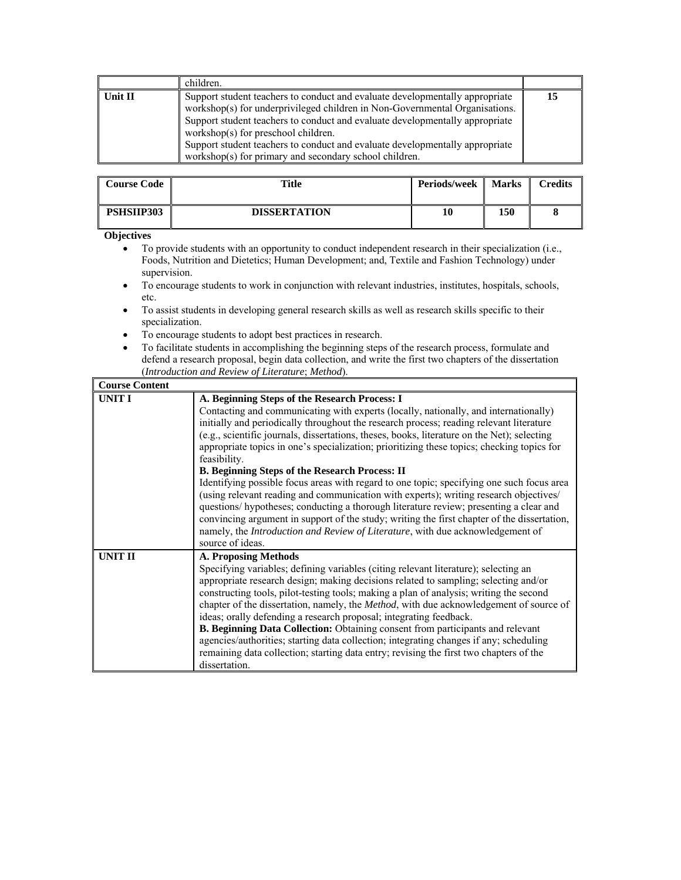| | children. | |
|---|---|---|
| **Unit II** | Support student teachers to conduct and evaluate developmentally appropriate workshop(s) for underprivileged children in Non-Governmental Organisations. Support student teachers to conduct and evaluate developmentally appropriate workshop(s) for preschool children. Support student teachers to conduct and evaluate developmentally appropriate workshop(s) for primary and secondary school children. | **15** |

| Course Code | Title | Periods/week | Marks | Credits |
|---|---|---|---|---|
| **PSHSIIP303** | **DISSERTATION** | **10** | **150** | **8** |

**Objectives**

- To provide students with an opportunity to conduct independent research in their specialization (i.e., Foods, Nutrition and Dietetics; Human Development; and, Textile and Fashion Technology) under supervision.
- To encourage students to work in conjunction with relevant industries, institutes, hospitals, schools, etc.
- To assist students in developing general research skills as well as research skills specific to their specialization.
- To encourage students to adopt best practices in research.
- To facilitate students in accomplishing the beginning steps of the research process, formulate and defend a research proposal, begin data collection, and write the first two chapters of the dissertation (*Introduction and Review of Literature*; *Method*).

| **Course Content** | |
|---|---|
| **UNIT I** | **A. Beginning Steps of the Research Process: I**<br>Contacting and communicating with experts (locally, nationally, and internationally) initially and periodically throughout the research process; reading relevant literature (e.g., scientific journals, dissertations, theses, books, literature on the Net); selecting appropriate topics in one's specialization; prioritizing these topics; checking topics for feasibility.<br>**B. Beginning Steps of the Research Process: II**<br>Identifying possible focus areas with regard to one topic; specifying one such focus area (using relevant reading and communication with experts); writing research objectives/ questions/ hypotheses; conducting a thorough literature review; presenting a clear and convincing argument in support of the study; writing the first chapter of the dissertation, namely, the *Introduction and Review of Literature*, with due acknowledgement of source of ideas. |
| **UNIT II** | **A. Proposing Methods**<br>Specifying variables; defining variables (citing relevant literature); selecting an appropriate research design; making decisions related to sampling; selecting and/or constructing tools, pilot-testing tools; making a plan of analysis; writing the second chapter of the dissertation, namely, the *Method*, with due acknowledgement of source of ideas; orally defending a research proposal; integrating feedback.<br>**B. Beginning Data Collection:** Obtaining consent from participants and relevant agencies/authorities; starting data collection; integrating changes if any; scheduling remaining data collection; starting data entry; revising the first two chapters of the dissertation. |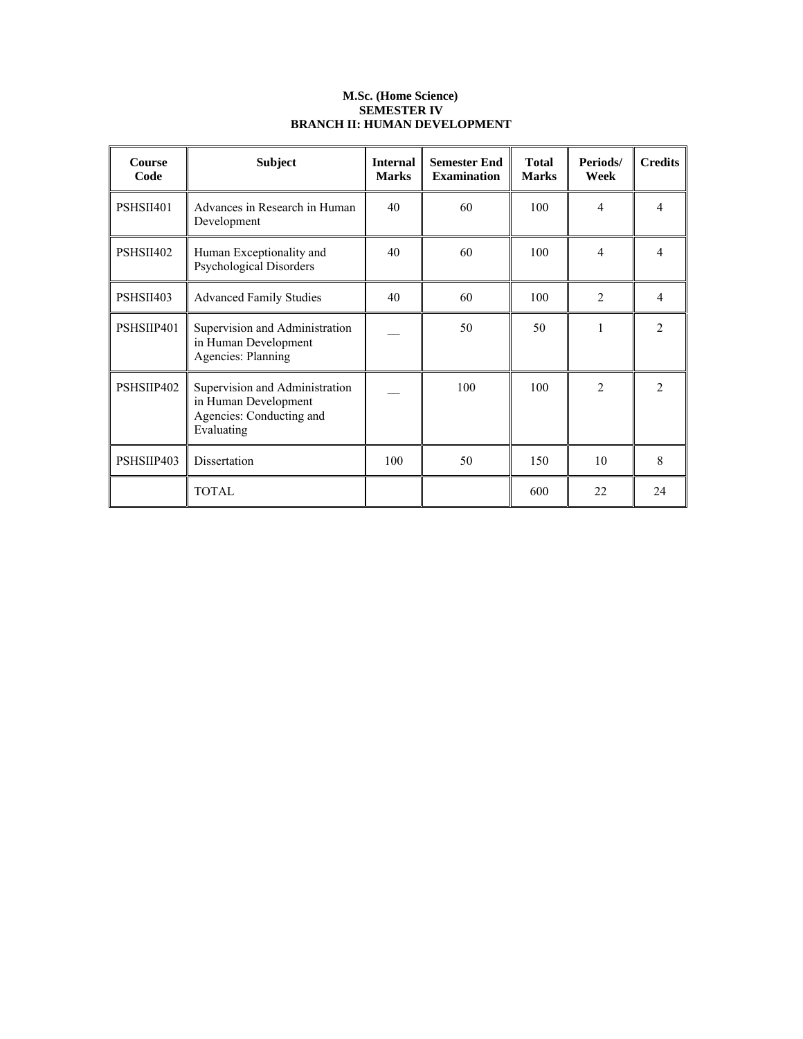**M.Sc. (Home Science)**
**SEMESTER IV**
**BRANCH II: HUMAN DEVELOPMENT**

| Course Code | Subject | Internal Marks | Semester End Examination | Total Marks | Periods/ Week | Credits |
|---|---|---|---|---|---|---|
| PSHSII401 | Advances in Research in Human Development | 40 | 60 | 100 | 4 | 4 |
| PSHSII402 | Human Exceptionality and Psychological Disorders | 40 | 60 | 100 | 4 | 4 |
| PSHSII403 | Advanced Family Studies | 40 | 60 | 100 | 2 | 4 |
| PSHSIIP401 | Supervision and Administration in Human Development Agencies: Planning | __ | 50 | 50 | 1 | 2 |
| PSHSIIP402 | Supervision and Administration in Human Development Agencies: Conducting and Evaluating | __ | 100 | 100 | 2 | 2 |
| PSHSIIP403 | Dissertation | 100 | 50 | 150 | 10 | 8 |
| | TOTAL | | | 600 | 22 | 24 |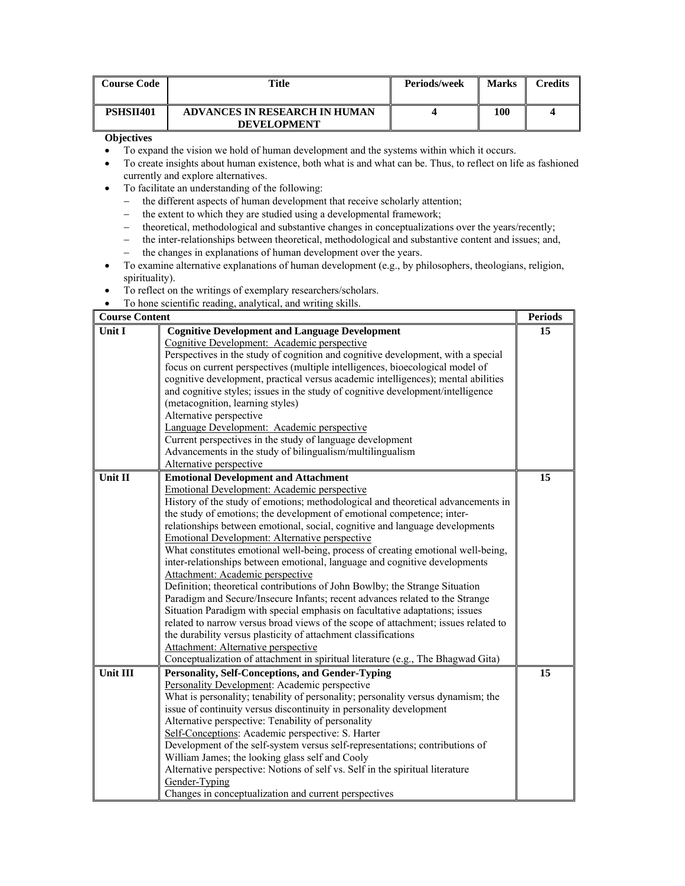| Course Code | Title | Periods/week | Marks | Credits |
|---|---|---|---|---|
| PSHSII401 | ADVANCES IN RESEARCH IN HUMAN DEVELOPMENT | 4 | 100 | 4 |

**Objectives**

- To expand the vision we hold of human development and the systems within which it occurs.
- To create insights about human existence, both what is and what can be. Thus, to reflect on life as fashioned currently and explore alternatives.
- To facilitate an understanding of the following:
  - the different aspects of human development that receive scholarly attention;
  - the extent to which they are studied using a developmental framework;
  - theoretical, methodological and substantive changes in conceptualizations over the years/recently;
  - the inter-relationships between theoretical, methodological and substantive content and issues; and,
  - the changes in explanations of human development over the years.
- To examine alternative explanations of human development (e.g., by philosophers, theologians, religion, spirituality).
- To reflect on the writings of exemplary researchers/scholars.
- To hone scientific reading, analytical, and writing skills.

| Course Content | | Periods |
|---|---|---|
| Unit I | **Cognitive Development and Language Development**<br>Cognitive Development: Academic perspective<br>Perspectives in the study of cognition and cognitive development, with a special focus on current perspectives (multiple intelligences, bioecological model of cognitive development, practical versus academic intelligences); mental abilities and cognitive styles; issues in the study of cognitive development/intelligence (metacognition, learning styles)<br>Alternative perspective<br>Language Development: Academic perspective<br>Current perspectives in the study of language development<br>Advancements in the study of bilingualism/multilingualism<br>Alternative perspective | 15 |
| Unit II | **Emotional Development and Attachment**<br>Emotional Development: Academic perspective<br>History of the study of emotions; methodological and theoretical advancements in the study of emotions; the development of emotional competence; inter-relationships between emotional, social, cognitive and language developments<br>Emotional Development: Alternative perspective<br>What constitutes emotional well-being, process of creating emotional well-being, inter-relationships between emotional, language and cognitive developments<br>Attachment: Academic perspective<br>Definition; theoretical contributions of John Bowlby; the Strange Situation Paradigm and Secure/Insecure Infants; recent advances related to the Strange Situation Paradigm with special emphasis on facultative adaptations; issues related to narrow versus broad views of the scope of attachment; issues related to the durability versus plasticity of attachment classifications<br>Attachment: Alternative perspective<br>Conceptualization of attachment in spiritual literature (e.g., The Bhagwad Gita) | 15 |
| Unit III | **Personality, Self-Conceptions, and Gender-Typing**<br>Personality Development: Academic perspective<br>What is personality; tenability of personality; personality versus dynamism; the issue of continuity versus discontinuity in personality development<br>Alternative perspective: Tenability of personality<br>Self-Conceptions: Academic perspective: S. Harter<br>Development of the self-system versus self-representations; contributions of William James; the looking glass self and Cooly<br>Alternative perspective: Notions of self vs. Self in the spiritual literature<br>Gender-Typing<br>Changes in conceptualization and current perspectives | 15 |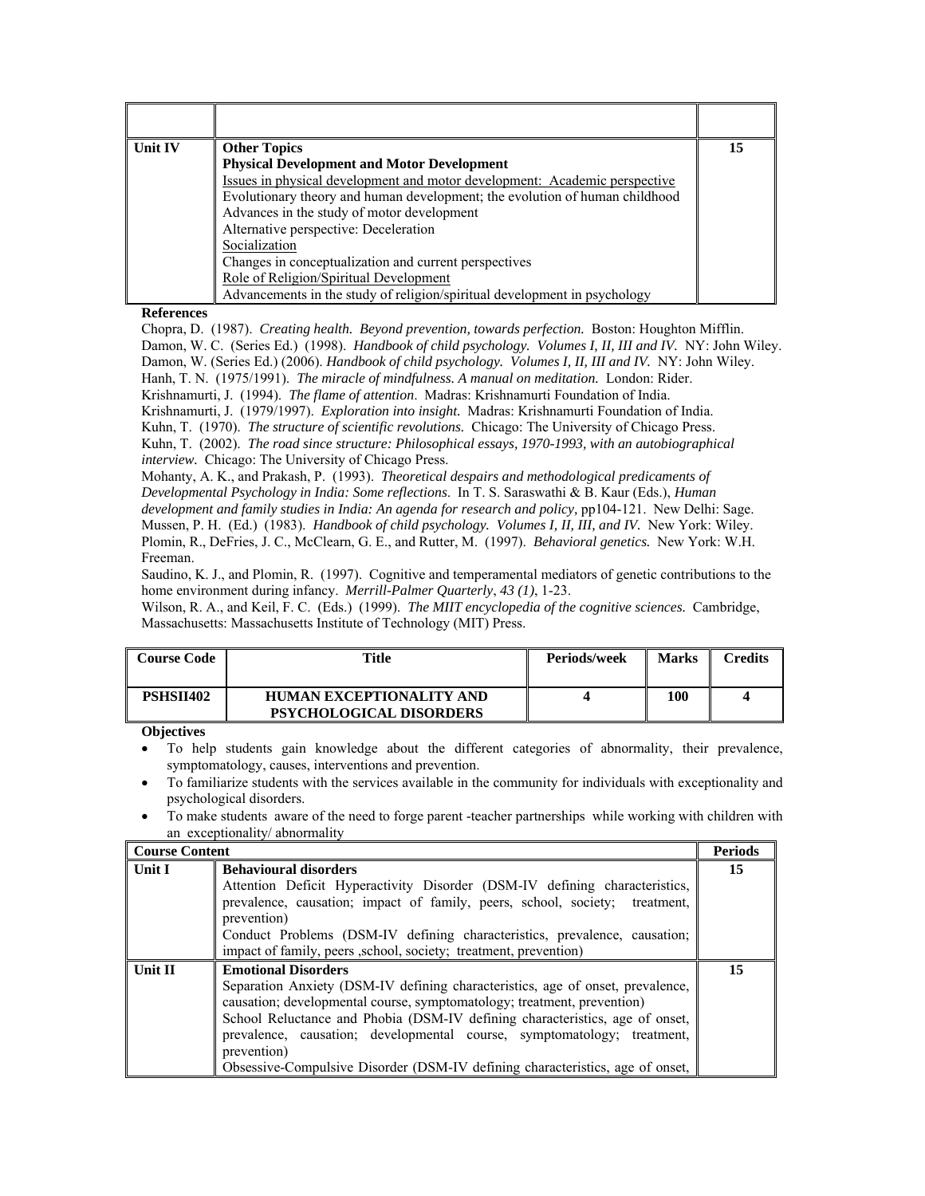| | | |
|---|---|---|
| | | |
| **Unit IV** | **Other Topics**<br>**Physical Development and Motor Development**<br>Issues in physical development and motor development: Academic perspective<br>Evolutionary theory and human development; the evolution of human childhood<br>Advances in the study of motor development<br>Alternative perspective: Deceleration<br>Socialization<br>Changes in conceptualization and current perspectives<br>Role of Religion/Spiritual Development<br>Advancements in the study of religion/spiritual development in psychology | **15** |

**References**

Chopra, D. (1987). *Creating health. Beyond prevention, towards perfection.* Boston: Houghton Mifflin.
Damon, W. C. (Series Ed.) (1998). *Handbook of child psychology. Volumes I, II, III and IV.* NY: John Wiley.
Damon, W. (Series Ed.) (2006). *Handbook of child psychology. Volumes I, II, III and IV.* NY: John Wiley.
Hanh, T. N. (1975/1991). *The miracle of mindfulness. A manual on meditation.* London: Rider.
Krishnamurti, J. (1994). *The flame of attention*. Madras: Krishnamurti Foundation of India.
Krishnamurti, J. (1979/1997). *Exploration into insight.* Madras: Krishnamurti Foundation of India.
Kuhn, T. (1970). *The structure of scientific revolutions.* Chicago: The University of Chicago Press.
Kuhn, T. (2002). *The road since structure: Philosophical essays, 1970-1993, with an autobiographical interview.* Chicago: The University of Chicago Press.
Mohanty, A. K., and Prakash, P. (1993). *Theoretical despairs and methodological predicaments of Developmental Psychology in India: Some reflections*. In T. S. Saraswathi & B. Kaur (Eds.), *Human development and family studies in India: An agenda for research and policy,* pp104-121. New Delhi: Sage.
Mussen, P. H. (Ed.) (1983). *Handbook of child psychology. Volumes I, II, III, and IV.* New York: Wiley.
Plomin, R., DeFries, J. C., McClearn, G. E., and Rutter, M. (1997). *Behavioral genetics.* New York: W.H. Freeman.
Saudino, K. J., and Plomin, R. (1997). Cognitive and temperamental mediators of genetic contributions to the home environment during infancy. *Merrill-Palmer Quarterly*, *43 (1)*, 1-23.
Wilson, R. A., and Keil, F. C. (Eds.) (1999). *The MIIT encyclopedia of the cognitive sciences.* Cambridge, Massachusetts: Massachusetts Institute of Technology (MIT) Press.

| Course Code | Title | Periods/week | Marks | Credits |
|---|---|---|---|---|
| **PSHSII402** | **HUMAN EXCEPTIONALITY AND PSYCHOLOGICAL DISORDERS** | **4** | **100** | **4** |

**Objectives**

- To help students gain knowledge about the different categories of abnormality, their prevalence, symptomatology, causes, interventions and prevention.
- To familiarize students with the services available in the community for individuals with exceptionality and psychological disorders.
- To make students aware of the need to forge parent -teacher partnerships while working with children with an exceptionality/ abnormality

| Course Content | | Periods |
|---|---|---|
| **Unit I** | **Behavioural disorders**<br>Attention Deficit Hyperactivity Disorder (DSM-IV defining characteristics, prevalence, causation; impact of family, peers, school, society; treatment, prevention)<br>Conduct Problems (DSM-IV defining characteristics, prevalence, causation; impact of family, peers ,school, society; treatment, prevention) | **15** |
| **Unit II** | **Emotional Disorders**<br>Separation Anxiety (DSM-IV defining characteristics, age of onset, prevalence, causation; developmental course, symptomatology; treatment, prevention)<br>School Reluctance and Phobia (DSM-IV defining characteristics, age of onset, prevalence, causation; developmental course, symptomatology; treatment, prevention)<br>Obsessive-Compulsive Disorder (DSM-IV defining characteristics, age of onset, | **15** |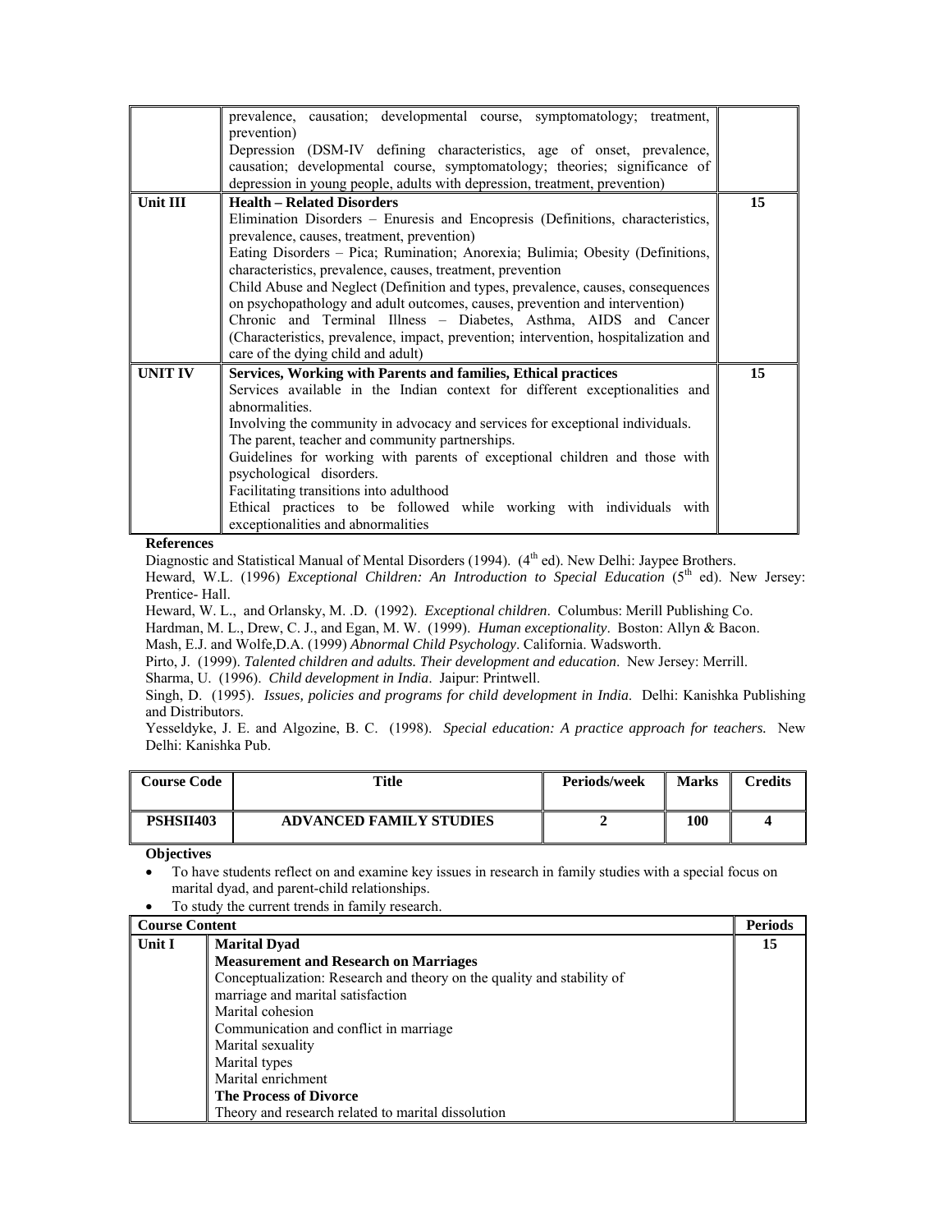| | | |
|---|---|---|
| | prevalence, causation; developmental course, symptomatology; treatment, prevention)<br>Depression (DSM-IV defining characteristics, age of onset, prevalence, causation; developmental course, symptomatology; theories; significance of depression in young people, adults with depression, treatment, prevention) | |
| **Unit III** | **Health – Related Disorders**<br>Elimination Disorders – Enuresis and Encopresis (Definitions, characteristics, prevalence, causes, treatment, prevention)<br>Eating Disorders – Pica; Rumination; Anorexia; Bulimia; Obesity (Definitions, characteristics, prevalence, causes, treatment, prevention<br>Child Abuse and Neglect (Definition and types, prevalence, causes, consequences on psychopathology and adult outcomes, causes, prevention and intervention)<br>Chronic and Terminal Illness – Diabetes, Asthma, AIDS and Cancer (Characteristics, prevalence, impact, prevention; intervention, hospitalization and care of the dying child and adult) | **15** |
| **UNIT IV** | **Services, Working with Parents and families, Ethical practices**<br>Services available in the Indian context for different exceptionalities and abnormalities.<br>Involving the community in advocacy and services for exceptional individuals.<br>The parent, teacher and community partnerships.<br>Guidelines for working with parents of exceptional children and those with psychological disorders.<br>Facilitating transitions into adulthood<br>Ethical practices to be followed while working with individuals with exceptionalities and abnormalities | **15** |

**References**

Diagnostic and Statistical Manual of Mental Disorders (1994). (4th ed). New Delhi: Jaypee Brothers.

Heward, W.L. (1996) *Exceptional Children: An Introduction to Special Education* (5th ed). New Jersey: Prentice- Hall.

Heward, W. L., and Orlansky, M. .D. (1992). *Exceptional children*. Columbus: Merill Publishing Co.

Hardman, M. L., Drew, C. J., and Egan, M. W. (1999). *Human exceptionality*. Boston: Allyn & Bacon.

Mash, E.J. and Wolfe,D.A. (1999) *Abnormal Child Psychology*. California. Wadsworth.

Pirto, J. (1999). *Talented children and adults. Their development and education*. New Jersey: Merrill.

Sharma, U. (1996). *Child development in India*. Jaipur: Printwell.

Singh, D. (1995). *Issues, policies and programs for child development in India*. Delhi: Kanishka Publishing and Distributors.

Yesseldyke, J. E. and Algozine, B. C. (1998). *Special education: A practice approach for teachers.* New Delhi: Kanishka Pub.

| Course Code | Title | Periods/week | Marks | Credits |
|---|---|---|---|---|
| **PSHSII403** | **ADVANCED FAMILY STUDIES** | **2** | **100** | **4** |

**Objectives**

- To have students reflect on and examine key issues in research in family studies with a special focus on marital dyad, and parent-child relationships.
- To study the current trends in family research.

| Course Content | | Periods |
|---|---|---|
| **Unit I** | **Marital Dyad**<br>**Measurement and Research on Marriages**<br>Conceptualization: Research and theory on the quality and stability of marriage and marital satisfaction<br>Marital cohesion<br>Communication and conflict in marriage<br>Marital sexuality<br>Marital types<br>Marital enrichment<br>**The Process of Divorce**<br>Theory and research related to marital dissolution | **15** |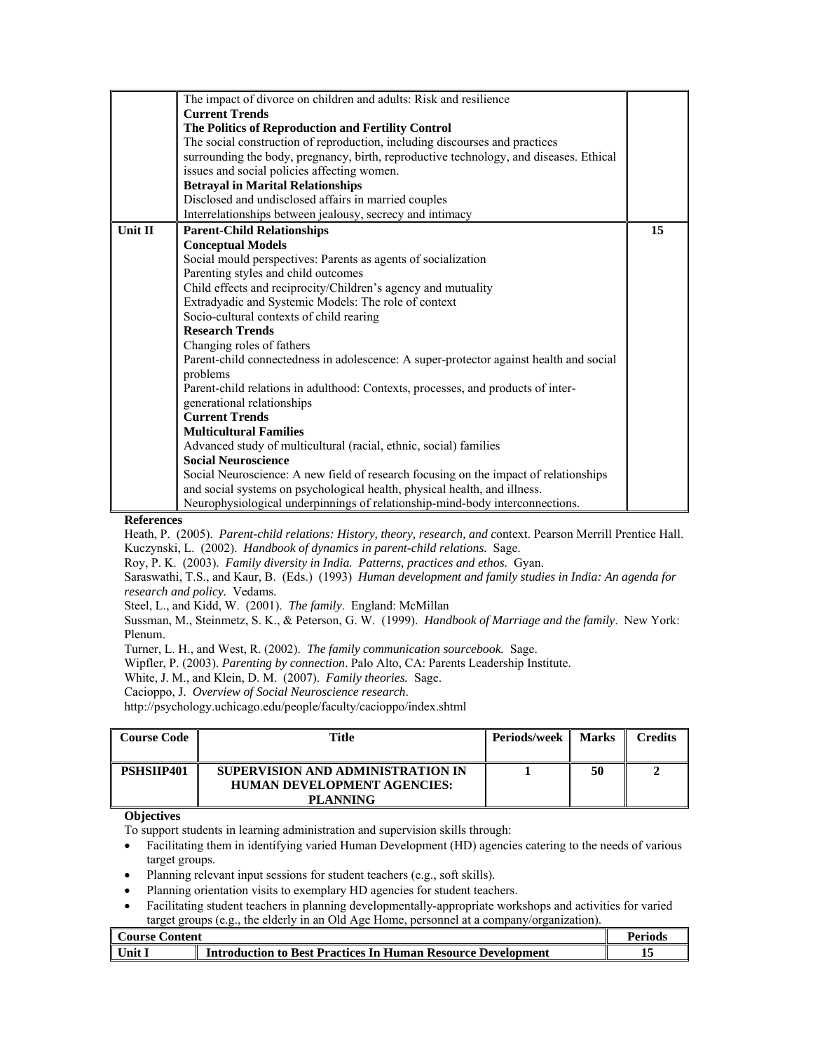|  |  |  |
|---|---|---|
|  | The impact of divorce on children and adults: Risk and resilience<br>**Current Trends**<br>**The Politics of Reproduction and Fertility Control**<br>The social construction of reproduction, including discourses and practices surrounding the body, pregnancy, birth, reproductive technology, and diseases. Ethical issues and social policies affecting women.<br>**Betrayal in Marital Relationships**<br>Disclosed and undisclosed affairs in married couples<br>Interrelationships between jealousy, secrecy and intimacy |  |
| **Unit II** | **Parent-Child Relationships**<br>**Conceptual Models**<br>Social mould perspectives: Parents as agents of socialization<br>Parenting styles and child outcomes<br>Child effects and reciprocity/Children's agency and mutuality<br>Extradyadic and Systemic Models: The role of context<br>Socio-cultural contexts of child rearing<br>**Research Trends**<br>Changing roles of fathers<br>Parent-child connectedness in adolescence: A super-protector against health and social problems<br>Parent-child relations in adulthood: Contexts, processes, and products of inter-generational relationships<br>**Current Trends**<br>**Multicultural Families**<br>Advanced study of multicultural (racial, ethnic, social) families<br>**Social Neuroscience**<br>Social Neuroscience: A new field of research focusing on the impact of relationships and social systems on psychological health, physical health, and illness.<br>Neurophysiological underpinnings of relationship-mind-body interconnections. | **15** |

**References**

Heath, P. (2005). *Parent-child relations: History, theory, research, and c*ontext. Pearson Merrill Prentice Hall.
Kuczynski, L. (2002). *Handbook of dynamics in parent-child relations.* Sage.
Roy, P. K. (2003). *Family diversity in India. Patterns, practices and ethos.* Gyan.
Saraswathi, T.S., and Kaur, B. (Eds.) (1993) *Human development and family studies in India: An agenda for research and policy.* Vedams.
Steel, L., and Kidd, W. (2001). *The family*. England: McMillan
Sussman, M., Steinmetz, S. K., & Peterson, G. W. (1999). *Handbook of Marriage and the family*. New York: Plenum.
Turner, L. H., and West, R. (2002). *The family communication sourcebook.* Sage.
Wipfler, P. (2003). *Parenting by connection*. Palo Alto, CA: Parents Leadership Institute.
White, J. M., and Klein, D. M. (2007). *Family theories.* Sage.
Cacioppo, J. *Overview of Social Neuroscience research*.
http://psychology.uchicago.edu/people/faculty/cacioppo/index.shtml

| Course Code | Title | Periods/week | Marks | Credits |
|---|---|---|---|---|
| **PSHSIIP401** | **SUPERVISION AND ADMINISTRATION IN HUMAN DEVELOPMENT AGENCIES: PLANNING** | **1** | **50** | **2** |

**Objectives**

To support students in learning administration and supervision skills through:

- Facilitating them in identifying varied Human Development (HD) agencies catering to the needs of various target groups.
- Planning relevant input sessions for student teachers (e.g., soft skills).
- Planning orientation visits to exemplary HD agencies for student teachers.
- Facilitating student teachers in planning developmentally-appropriate workshops and activities for varied target groups (e.g., the elderly in an Old Age Home, personnel at a company/organization).

| Course Content | | Periods |
|---|---|---|
| **Unit I** | **Introduction to Best Practices In Human Resource Development** | **15** |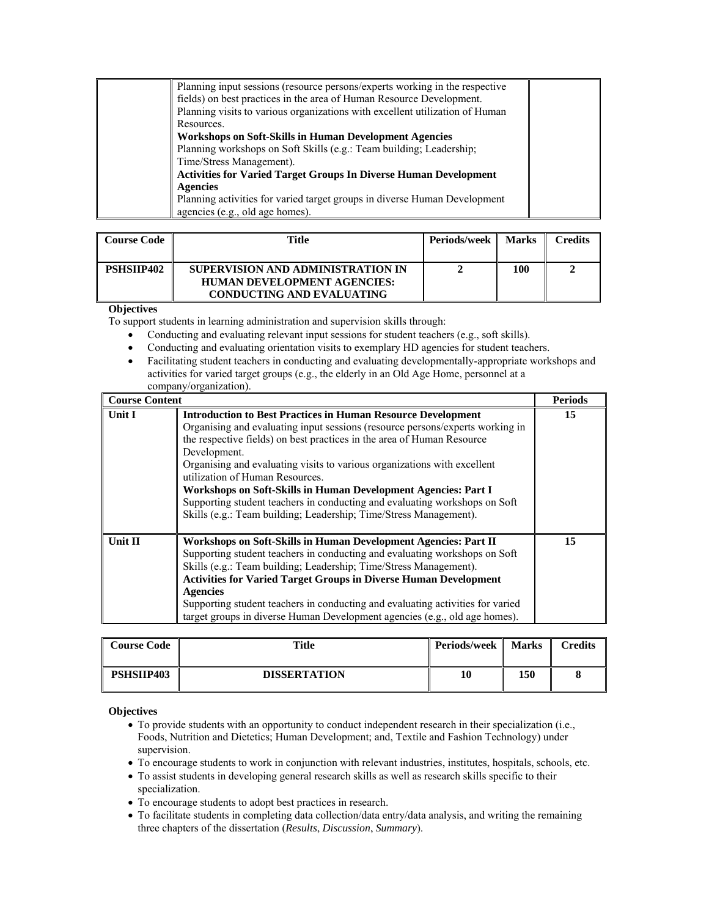| | | |
|---|---|---|
| | Planning input sessions (resource persons/experts working in the respective fields) on best practices in the area of Human Resource Development.<br>Planning visits to various organizations with excellent utilization of Human Resources.<br>**Workshops on Soft-Skills in Human Development Agencies**<br>Planning workshops on Soft Skills (e.g.: Team building; Leadership; Time/Stress Management).<br>**Activities for Varied Target Groups In Diverse Human Development Agencies**<br>Planning activities for varied target groups in diverse Human Development agencies (e.g., old age homes). | |

| Course Code | Title | Periods/week | Marks | Credits |
|---|---|---|---|---|
| **PSHSIIP402** | **SUPERVISION AND ADMINISTRATION IN HUMAN DEVELOPMENT AGENCIES: CONDUCTING AND EVALUATING** | **2** | **100** | **2** |

**Objectives**

To support students in learning administration and supervision skills through:

- Conducting and evaluating relevant input sessions for student teachers (e.g., soft skills).
- Conducting and evaluating orientation visits to exemplary HD agencies for student teachers.
- Facilitating student teachers in conducting and evaluating developmentally-appropriate workshops and activities for varied target groups (e.g., the elderly in an Old Age Home, personnel at a company/organization).

| Course Content | | Periods |
|---|---|---|
| **Unit I** | **Introduction to Best Practices in Human Resource Development**<br>Organising and evaluating input sessions (resource persons/experts working in the respective fields) on best practices in the area of Human Resource Development.<br>Organising and evaluating visits to various organizations with excellent utilization of Human Resources.<br>**Workshops on Soft-Skills in Human Development Agencies: Part I**<br>Supporting student teachers in conducting and evaluating workshops on Soft Skills (e.g.: Team building; Leadership; Time/Stress Management). | **15** |
| **Unit II** | **Workshops on Soft-Skills in Human Development Agencies: Part II**<br>Supporting student teachers in conducting and evaluating workshops on Soft Skills (e.g.: Team building; Leadership; Time/Stress Management).<br>**Activities for Varied Target Groups in Diverse Human Development Agencies**<br>Supporting student teachers in conducting and evaluating activities for varied target groups in diverse Human Development agencies (e.g., old age homes). | **15** |

| Course Code | Title | Periods/week | Marks | Credits |
|---|---|---|---|---|
| **PSHSIIP403** | **DISSERTATION** | **10** | **150** | **8** |

**Objectives**

- To provide students with an opportunity to conduct independent research in their specialization (i.e., Foods, Nutrition and Dietetics; Human Development; and, Textile and Fashion Technology) under supervision.
- To encourage students to work in conjunction with relevant industries, institutes, hospitals, schools, etc.
- To assist students in developing general research skills as well as research skills specific to their specialization.
- To encourage students to adopt best practices in research.
- To facilitate students in completing data collection/data entry/data analysis, and writing the remaining three chapters of the dissertation (*Results*, *Discussion*, *Summary*).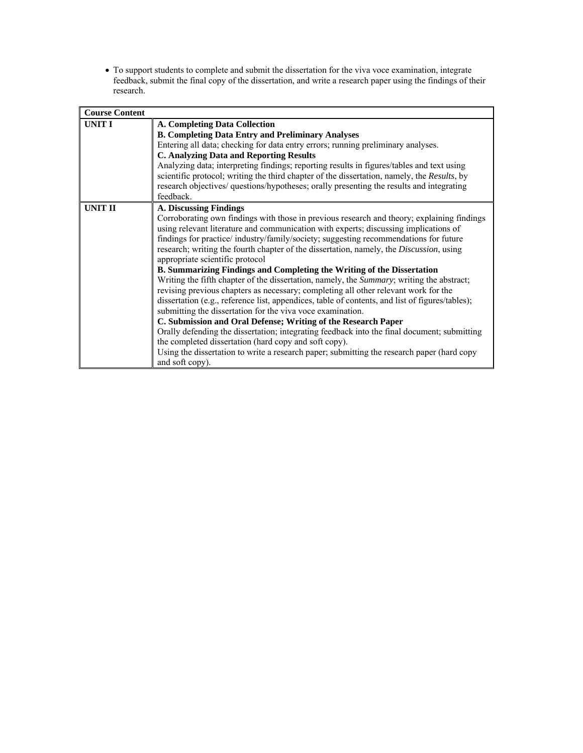- To support students to complete and submit the dissertation for the viva voce examination, integrate feedback, submit the final copy of the dissertation, and write a research paper using the findings of their research.

| **Course Content** | |
|---|---|
| **UNIT I** | **A. Completing Data Collection**<br>**B. Completing Data Entry and Preliminary Analyses**<br>Entering all data; checking for data entry errors; running preliminary analyses.<br>**C. Analyzing Data and Reporting Results**<br>Analyzing data; interpreting findings; reporting results in figures/tables and text using scientific protocol; writing the third chapter of the dissertation, namely, the *Results*, by research objectives/ questions/hypotheses; orally presenting the results and integrating feedback. |
| **UNIT II** | **A. Discussing Findings**<br>Corroborating own findings with those in previous research and theory; explaining findings using relevant literature and communication with experts; discussing implications of findings for practice/ industry/family/society; suggesting recommendations for future research; writing the fourth chapter of the dissertation, namely, the *Discussion*, using appropriate scientific protocol<br>**B. Summarizing Findings and Completing the Writing of the Dissertation**<br>Writing the fifth chapter of the dissertation, namely, the *Summary*; writing the abstract; revising previous chapters as necessary; completing all other relevant work for the dissertation (e.g., reference list, appendices, table of contents, and list of figures/tables); submitting the dissertation for the viva voce examination.<br>**C. Submission and Oral Defense; Writing of the Research Paper**<br>Orally defending the dissertation; integrating feedback into the final document; submitting the completed dissertation (hard copy and soft copy).<br>Using the dissertation to write a research paper; submitting the research paper (hard copy and soft copy). |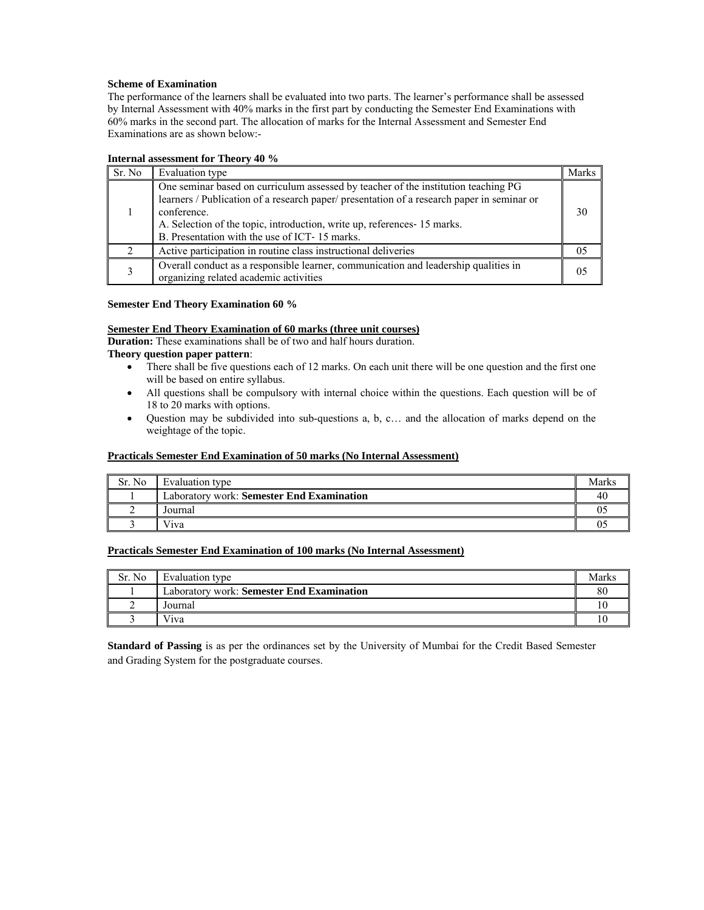**Scheme of Examination**

The performance of the learners shall be evaluated into two parts. The learner's performance shall be assessed by Internal Assessment with 40% marks in the first part by conducting the Semester End Examinations with 60% marks in the second part. The allocation of marks for the Internal Assessment and Semester End Examinations are as shown below:-

**Internal assessment for Theory 40 %**

| Sr. No | Evaluation type | Marks |
|---|---|---|
| 1 | One seminar based on curriculum assessed by teacher of the institution teaching PG learners / Publication of a research paper/ presentation of a research paper in seminar or conference.<br>A. Selection of the topic, introduction, write up, references- 15 marks.<br>B. Presentation with the use of ICT- 15 marks. | 30 |
| 2 | Active participation in routine class instructional deliveries | 05 |
| 3 | Overall conduct as a responsible learner, communication and leadership qualities in organizing related academic activities | 05 |

**Semester End Theory Examination 60 %**

**Semester End Theory Examination of 60 marks (three unit courses)**

**Duration:** These examinations shall be of two and half hours duration.

**Theory question paper pattern**:

- There shall be five questions each of 12 marks. On each unit there will be one question and the first one will be based on entire syllabus.
- All questions shall be compulsory with internal choice within the questions. Each question will be of 18 to 20 marks with options.
- Question may be subdivided into sub-questions a, b, c… and the allocation of marks depend on the weightage of the topic.

**Practicals Semester End Examination of 50 marks (No Internal Assessment)**

| Sr. No | Evaluation type | Marks |
|---|---|---|
| 1 | Laboratory work: **Semester End Examination** | 40 |
| 2 | Journal | 05 |
| 3 | Viva | 05 |

**Practicals Semester End Examination of 100 marks (No Internal Assessment)**

| Sr. No | Evaluation type | Marks |
|---|---|---|
| 1 | Laboratory work: **Semester End Examination** | 80 |
| 2 | Journal | 10 |
| 3 | Viva | 10 |

**Standard of Passing** is as per the ordinances set by the University of Mumbai for the Credit Based Semester and Grading System for the postgraduate courses.